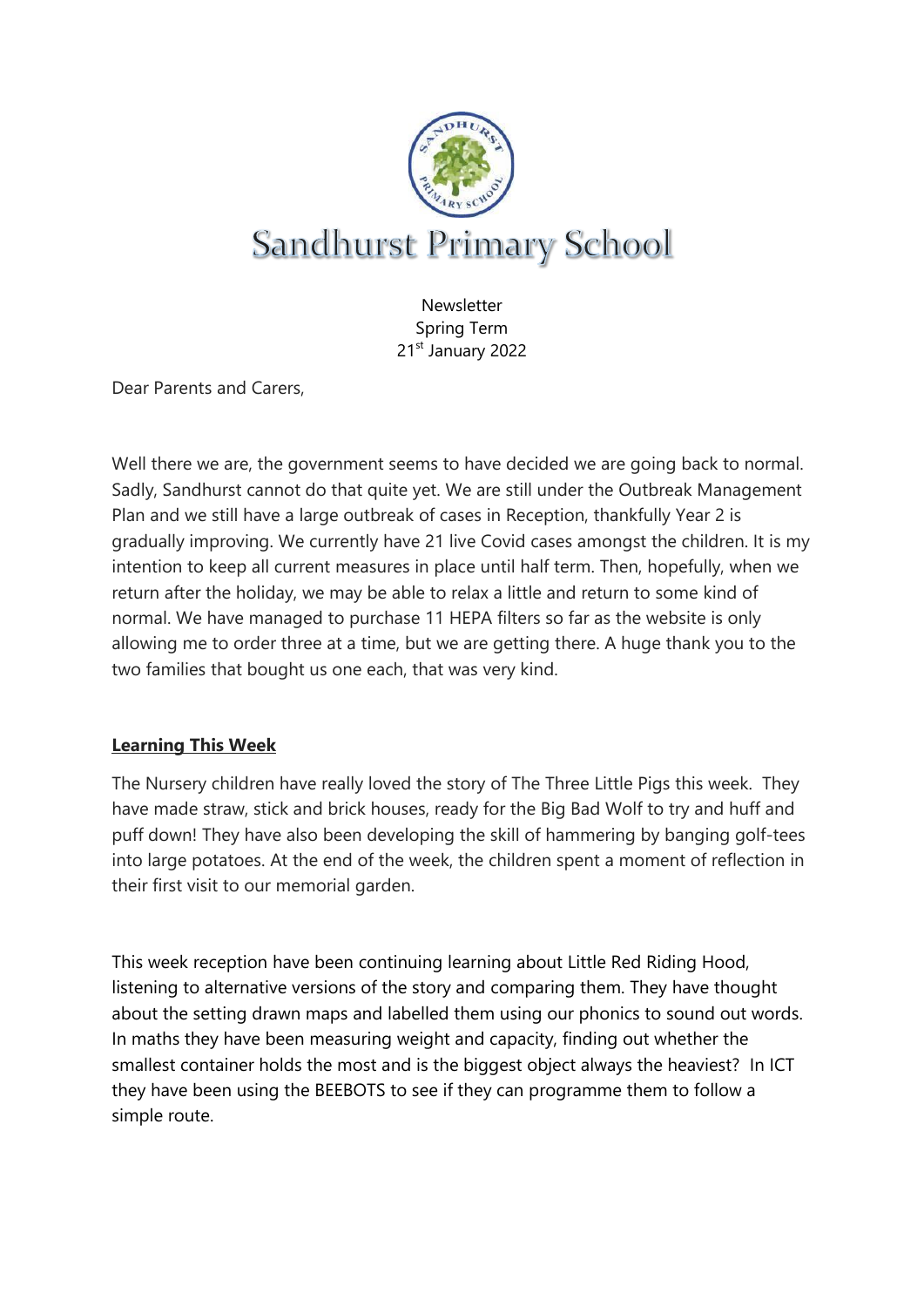# Sandhurst Primary School

Newsletter
Spring Term
21st January 2022

Dear Parents and Carers,

Well there we are, the government seems to have decided we are going back to normal. Sadly, Sandhurst cannot do that quite yet. We are still under the Outbreak Management Plan and we still have a large outbreak of cases in Reception, thankfully Year 2 is gradually improving. We currently have 21 live Covid cases amongst the children. It is my intention to keep all current measures in place until half term. Then, hopefully, when we return after the holiday, we may be able to relax a little and return to some kind of normal. We have managed to purchase 11 HEPA filters so far as the website is only allowing me to order three at a time, but we are getting there. A huge thank you to the two families that bought us one each, that was very kind.

## Learning This Week

The Nursery children have really loved the story of The Three Little Pigs this week. They have made straw, stick and brick houses, ready for the Big Bad Wolf to try and huff and puff down! They have also been developing the skill of hammering by banging golf-tees into large potatoes. At the end of the week, the children spent a moment of reflection in their first visit to our memorial garden.

This week reception have been continuing learning about Little Red Riding Hood, listening to alternative versions of the story and comparing them. They have thought about the setting drawn maps and labelled them using our phonics to sound out words. In maths they have been measuring weight and capacity, finding out whether the smallest container holds the most and is the biggest object always the heaviest? In ICT they have been using the BEEBOTS to see if they can programme them to follow a simple route.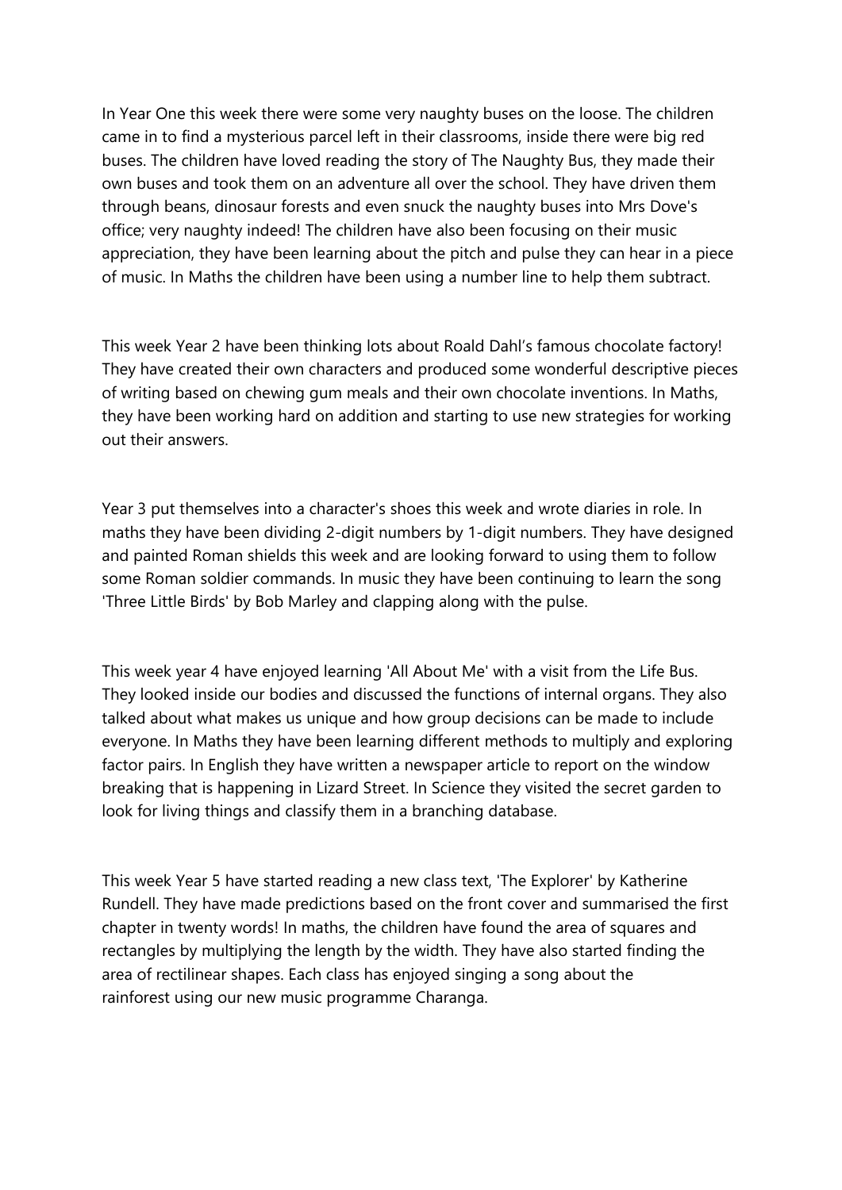In Year One this week there were some very naughty buses on the loose. The children came in to find a mysterious parcel left in their classrooms, inside there were big red buses. The children have loved reading the story of The Naughty Bus, they made their own buses and took them on an adventure all over the school. They have driven them through beans, dinosaur forests and even snuck the naughty buses into Mrs Dove's office; very naughty indeed! The children have also been focusing on their music appreciation, they have been learning about the pitch and pulse they can hear in a piece of music. In Maths the children have been using a number line to help them subtract.

This week Year 2 have been thinking lots about Roald Dahl's famous chocolate factory! They have created their own characters and produced some wonderful descriptive pieces of writing based on chewing gum meals and their own chocolate inventions. In Maths, they have been working hard on addition and starting to use new strategies for working out their answers.

Year 3 put themselves into a character's shoes this week and wrote diaries in role. In maths they have been dividing 2-digit numbers by 1-digit numbers. They have designed and painted Roman shields this week and are looking forward to using them to follow some Roman soldier commands. In music they have been continuing to learn the song 'Three Little Birds' by Bob Marley and clapping along with the pulse.

This week year 4 have enjoyed learning 'All About Me' with a visit from the Life Bus. They looked inside our bodies and discussed the functions of internal organs. They also talked about what makes us unique and how group decisions can be made to include everyone. In Maths they have been learning different methods to multiply and exploring factor pairs. In English they have written a newspaper article to report on the window breaking that is happening in Lizard Street. In Science they visited the secret garden to look for living things and classify them in a branching database.

This week Year 5 have started reading a new class text, 'The Explorer' by Katherine Rundell. They have made predictions based on the front cover and summarised the first chapter in twenty words! In maths, the children have found the area of squares and rectangles by multiplying the length by the width. They have also started finding the area of rectilinear shapes. Each class has enjoyed singing a song about the rainforest using our new music programme Charanga.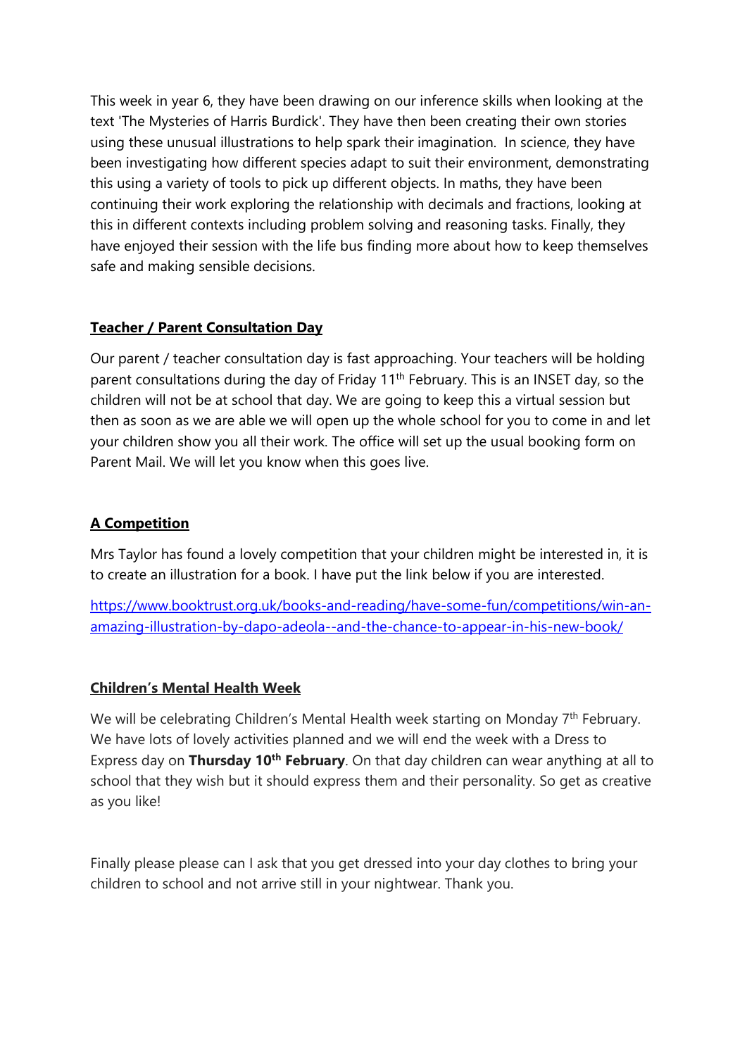This week in year 6, they have been drawing on our inference skills when looking at the text 'The Mysteries of Harris Burdick'. They have then been creating their own stories using these unusual illustrations to help spark their imagination. In science, they have been investigating how different species adapt to suit their environment, demonstrating this using a variety of tools to pick up different objects. In maths, they have been continuing their work exploring the relationship with decimals and fractions, looking at this in different contexts including problem solving and reasoning tasks. Finally, they have enjoyed their session with the life bus finding more about how to keep themselves safe and making sensible decisions.

## Teacher / Parent Consultation Day

Our parent / teacher consultation day is fast approaching. Your teachers will be holding parent consultations during the day of Friday 11th February. This is an INSET day, so the children will not be at school that day. We are going to keep this a virtual session but then as soon as we are able we will open up the whole school for you to come in and let your children show you all their work. The office will set up the usual booking form on Parent Mail. We will let you know when this goes live.

## A Competition

Mrs Taylor has found a lovely competition that your children might be interested in, it is to create an illustration for a book. I have put the link below if you are interested.

https://www.booktrust.org.uk/books-and-reading/have-some-fun/competitions/win-an-amazing-illustration-by-dapo-adeola--and-the-chance-to-appear-in-his-new-book/

## Children's Mental Health Week

We will be celebrating Children's Mental Health week starting on Monday 7th February. We have lots of lovely activities planned and we will end the week with a Dress to Express day on **Thursday 10th February**. On that day children can wear anything at all to school that they wish but it should express them and their personality. So get as creative as you like!

Finally please please can I ask that you get dressed into your day clothes to bring your children to school and not arrive still in your nightwear. Thank you.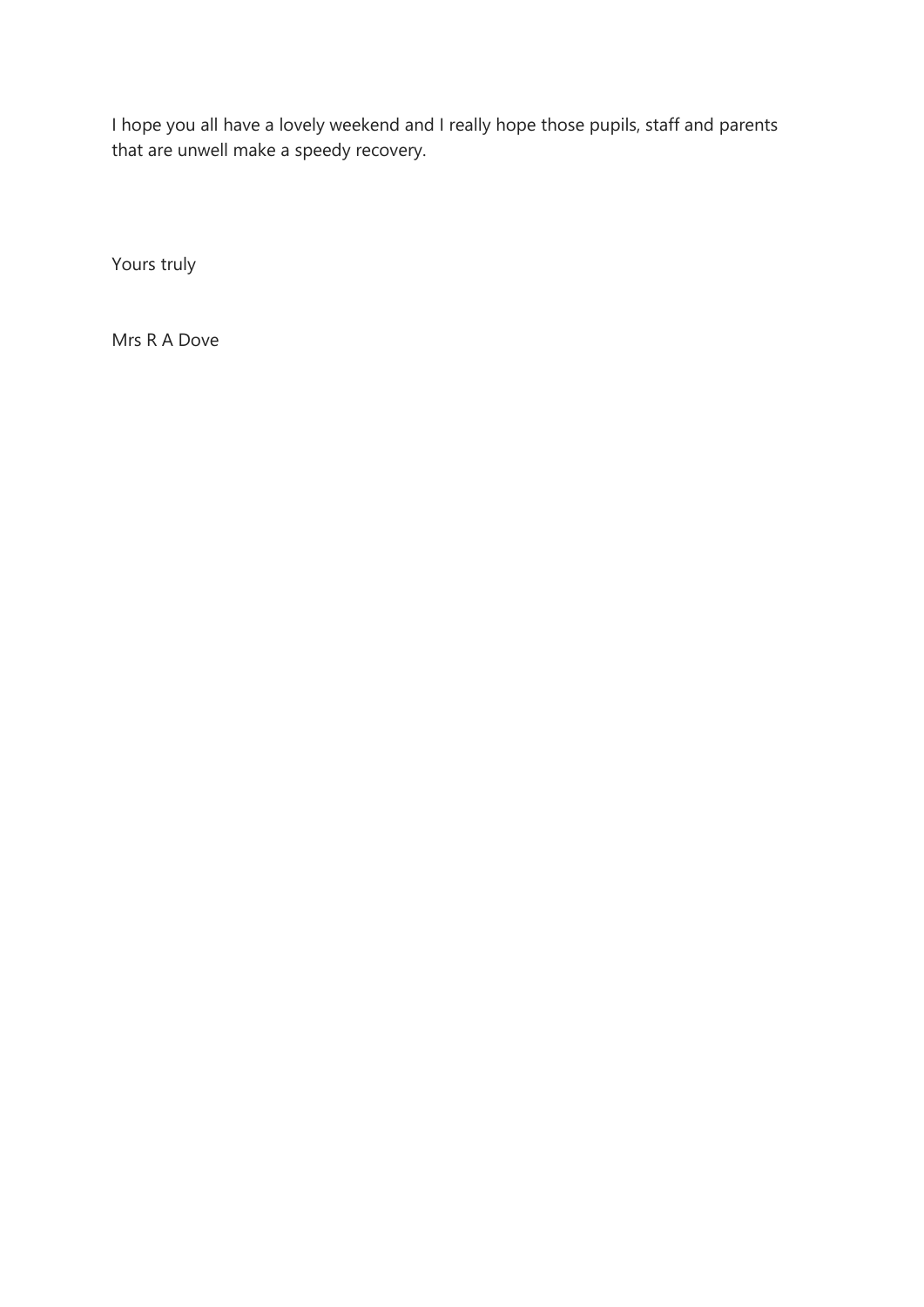I hope you all have a lovely weekend and I really hope those pupils, staff and parents that are unwell make a speedy recovery.

Yours truly

Mrs R A Dove